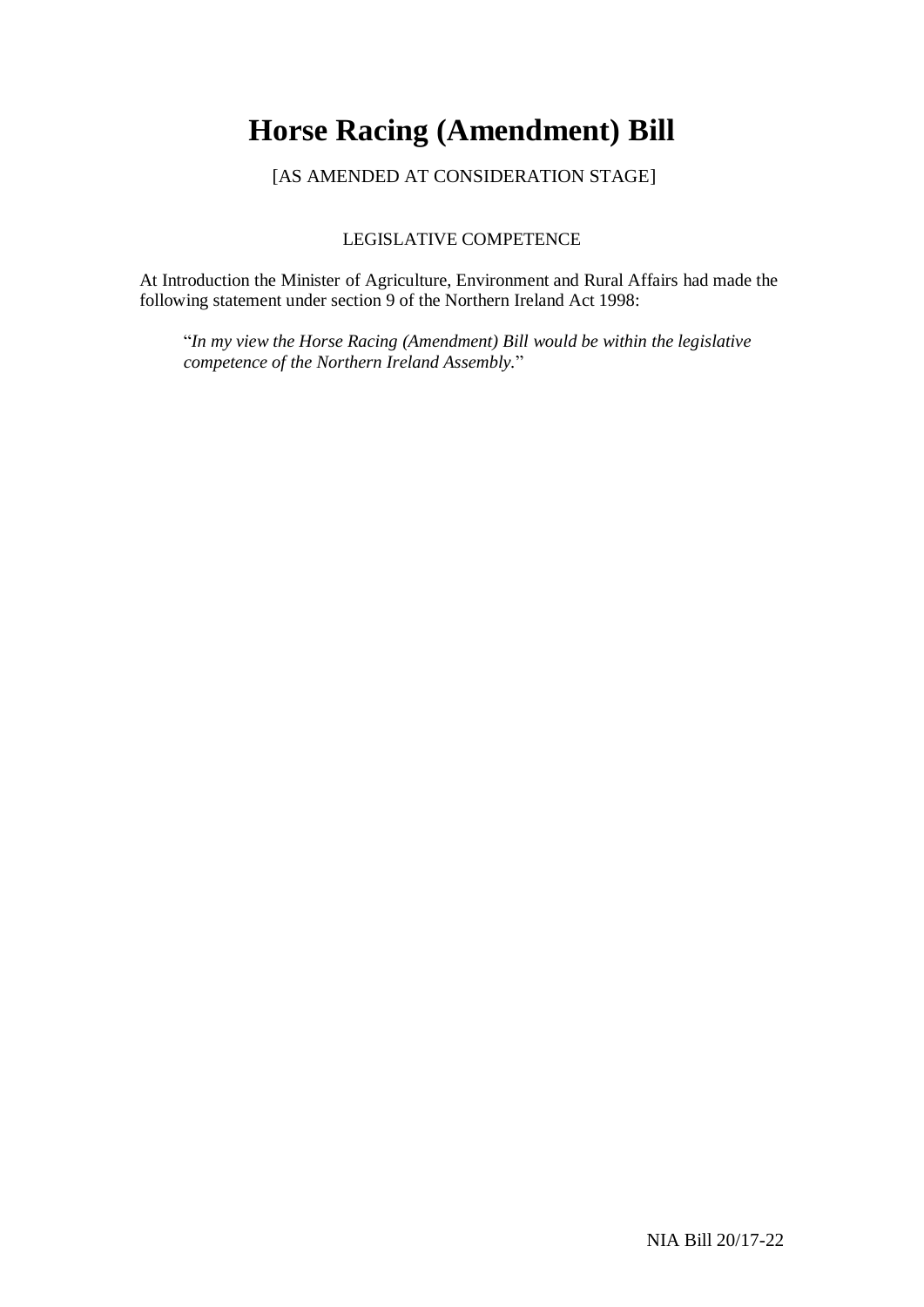# Horse Racing (Amendment) Bill

[AS AMENDED AT CONSIDERATION STAGE]

LEGISLATIVE COMPETENCE

At Introduction the Minister of Agriculture, Environment and Rural Affairs had made the following statement under section 9 of the Northern Ireland Act 1998:

> "*In my view the Horse Racing (Amendment) Bill would be within the legislative competence of the Northern Ireland Assembly.*"

NIA Bill 20/17-22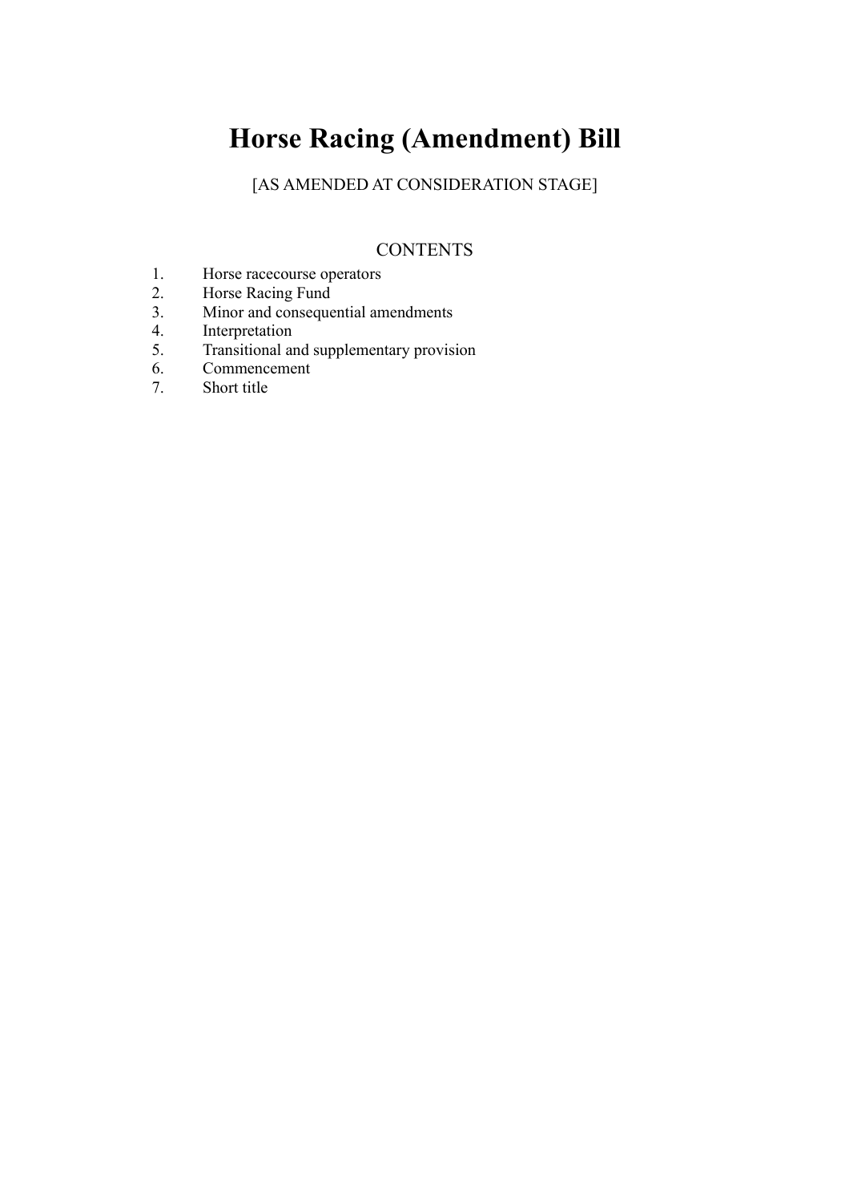# Horse Racing (Amendment) Bill

[AS AMENDED AT CONSIDERATION STAGE]

## CONTENTS

1. Horse racecourse operators
2. Horse Racing Fund
3. Minor and consequential amendments
4. Interpretation
5. Transitional and supplementary provision
6. Commencement
7. Short title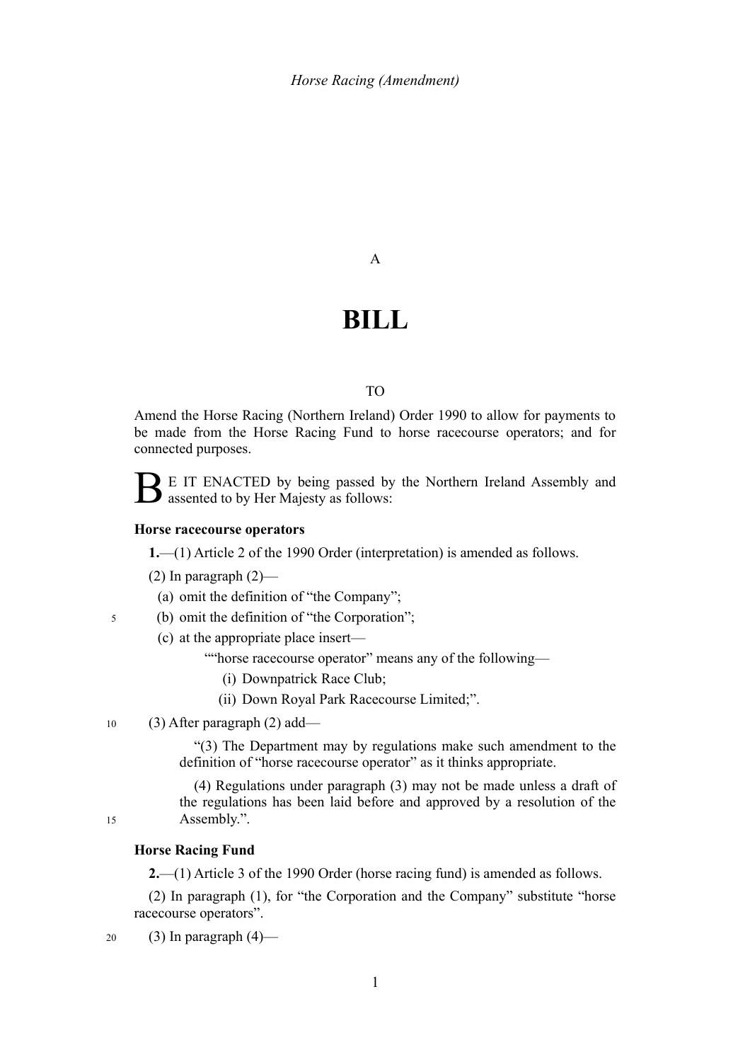A

# BILL

TO

Amend the Horse Racing (Northern Ireland) Order 1990 to allow for payments to be made from the Horse Racing Fund to horse racecourse operators; and for connected purposes.

BE IT ENACTED by being passed by the Northern Ireland Assembly and assented to by Her Majesty as follows:

**Horse racecourse operators**

**1.**—(1) Article 2 of the 1990 Order (interpretation) is amended as follows.

(2) In paragraph (2)—

(a) omit the definition of "the Company";

(b) omit the definition of "the Corporation";

(c) at the appropriate place insert—

""horse racecourse operator" means any of the following—

(i) Downpatrick Race Club;

(ii) Down Royal Park Racecourse Limited;".

(3) After paragraph (2) add—

"(3) The Department may by regulations make such amendment to the definition of "horse racecourse operator" as it thinks appropriate.

(4) Regulations under paragraph (3) may not be made unless a draft of the regulations has been laid before and approved by a resolution of the Assembly.".

**Horse Racing Fund**

**2.**—(1) Article 3 of the 1990 Order (horse racing fund) is amended as follows.

(2) In paragraph (1), for "the Corporation and the Company" substitute "horse racecourse operators".

(3) In paragraph (4)—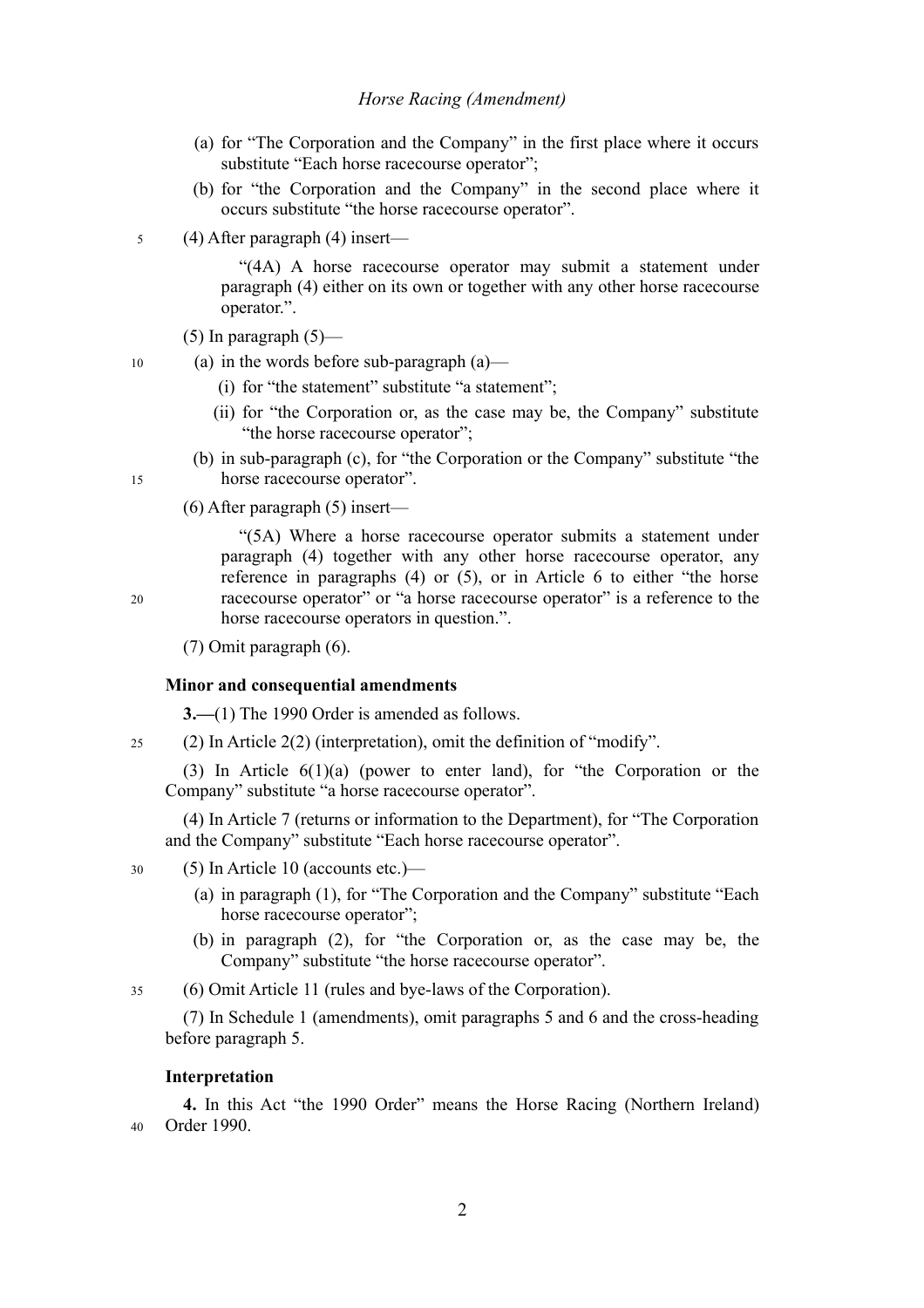(a) for "The Corporation and the Company" in the first place where it occurs substitute "Each horse racecourse operator";

(b) for "the Corporation and the Company" in the second place where it occurs substitute "the horse racecourse operator".

(4) After paragraph (4) insert—

"(4A) A horse racecourse operator may submit a statement under paragraph (4) either on its own or together with any other horse racecourse operator.".

(5) In paragraph (5)—

(a) in the words before sub-paragraph (a)—

(i) for "the statement" substitute "a statement";

(ii) for "the Corporation or, as the case may be, the Company" substitute "the horse racecourse operator";

(b) in sub-paragraph (c), for "the Corporation or the Company" substitute "the horse racecourse operator".

(6) After paragraph (5) insert—

"(5A) Where a horse racecourse operator submits a statement under paragraph (4) together with any other horse racecourse operator, any reference in paragraphs (4) or (5), or in Article 6 to either "the horse racecourse operator" or "a horse racecourse operator" is a reference to the horse racecourse operators in question.".

(7) Omit paragraph (6).

**Minor and consequential amendments**

**3.—**(1) The 1990 Order is amended as follows.

(2) In Article 2(2) (interpretation), omit the definition of "modify".

(3) In Article 6(1)(a) (power to enter land), for "the Corporation or the Company" substitute "a horse racecourse operator".

(4) In Article 7 (returns or information to the Department), for "The Corporation and the Company" substitute "Each horse racecourse operator".

(5) In Article 10 (accounts etc.)—

(a) in paragraph (1), for "The Corporation and the Company" substitute "Each horse racecourse operator";

(b) in paragraph (2), for "the Corporation or, as the case may be, the Company" substitute "the horse racecourse operator".

(6) Omit Article 11 (rules and bye-laws of the Corporation).

(7) In Schedule 1 (amendments), omit paragraphs 5 and 6 and the cross-heading before paragraph 5.

**Interpretation**

**4.** In this Act "the 1990 Order" means the Horse Racing (Northern Ireland) Order 1990.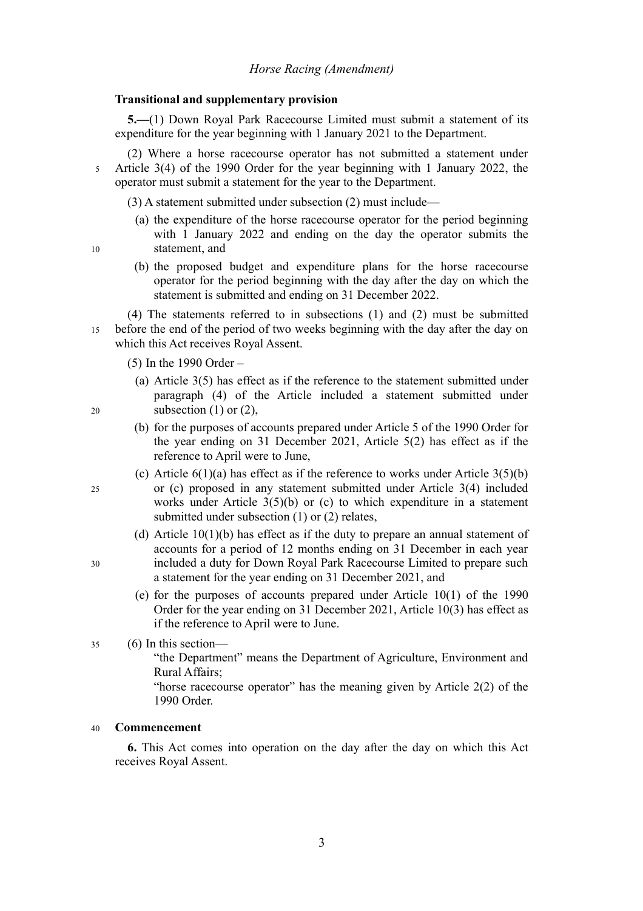### Transitional and supplementary provision

**5.—**(1) Down Royal Park Racecourse Limited must submit a statement of its expenditure for the year beginning with 1 January 2021 to the Department.

(2) Where a horse racecourse operator has not submitted a statement under Article 3(4) of the 1990 Order for the year beginning with 1 January 2022, the operator must submit a statement for the year to the Department.

(3) A statement submitted under subsection (2) must include—

- (a) the expenditure of the horse racecourse operator for the period beginning with 1 January 2022 and ending on the day the operator submits the statement, and
- (b) the proposed budget and expenditure plans for the horse racecourse operator for the period beginning with the day after the day on which the statement is submitted and ending on 31 December 2022.

(4) The statements referred to in subsections (1) and (2) must be submitted before the end of the period of two weeks beginning with the day after the day on which this Act receives Royal Assent.

(5) In the 1990 Order –

- (a) Article 3(5) has effect as if the reference to the statement submitted under paragraph (4) of the Article included a statement submitted under subsection (1) or (2),
- (b) for the purposes of accounts prepared under Article 5 of the 1990 Order for the year ending on 31 December 2021, Article 5(2) has effect as if the reference to April were to June,
- (c) Article 6(1)(a) has effect as if the reference to works under Article 3(5)(b) or (c) proposed in any statement submitted under Article 3(4) included works under Article 3(5)(b) or (c) to which expenditure in a statement submitted under subsection (1) or (2) relates,
- (d) Article 10(1)(b) has effect as if the duty to prepare an annual statement of accounts for a period of 12 months ending on 31 December in each year included a duty for Down Royal Park Racecourse Limited to prepare such a statement for the year ending on 31 December 2021, and
- (e) for the purposes of accounts prepared under Article 10(1) of the 1990 Order for the year ending on 31 December 2021, Article 10(3) has effect as if the reference to April were to June.

(6) In this section—

"the Department" means the Department of Agriculture, Environment and Rural Affairs;

"horse racecourse operator" has the meaning given by Article 2(2) of the 1990 Order.

### Commencement

**6.** This Act comes into operation on the day after the day on which this Act receives Royal Assent.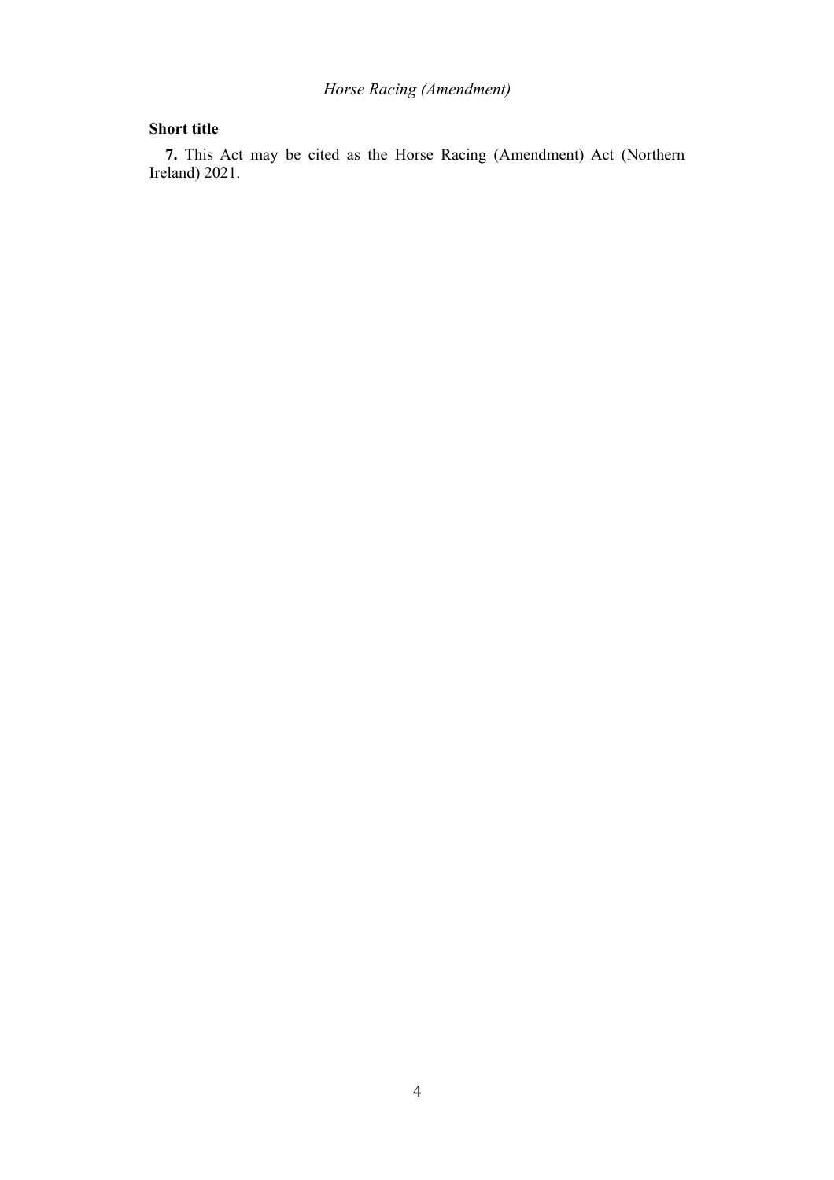**Short title**

**7.** This Act may be cited as the Horse Racing (Amendment) Act (Northern Ireland) 2021.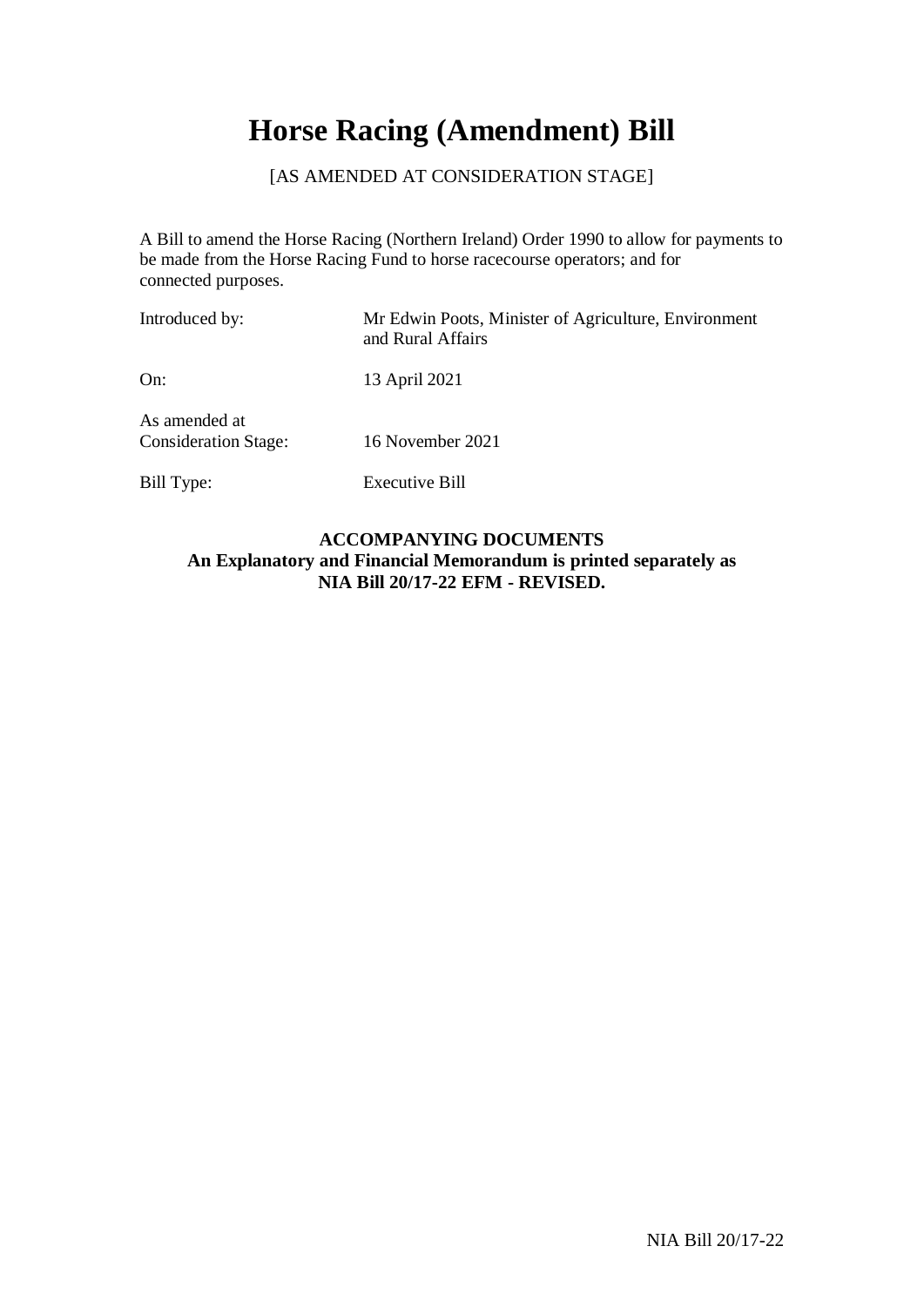# Horse Racing (Amendment) Bill

[AS AMENDED AT CONSIDERATION STAGE]

A Bill to amend the Horse Racing (Northern Ireland) Order 1990 to allow for payments to be made from the Horse Racing Fund to horse racecourse operators; and for connected purposes.

| | |
|---|---|
| Introduced by: | Mr Edwin Poots, Minister of Agriculture, Environment and Rural Affairs |
| On: | 13 April 2021 |
| As amended at Consideration Stage: | 16 November 2021 |
| Bill Type: | Executive Bill |

**ACCOMPANYING DOCUMENTS**
**An Explanatory and Financial Memorandum is printed separately as NIA Bill 20/17-22 EFM - REVISED.**

NIA Bill 20/17-22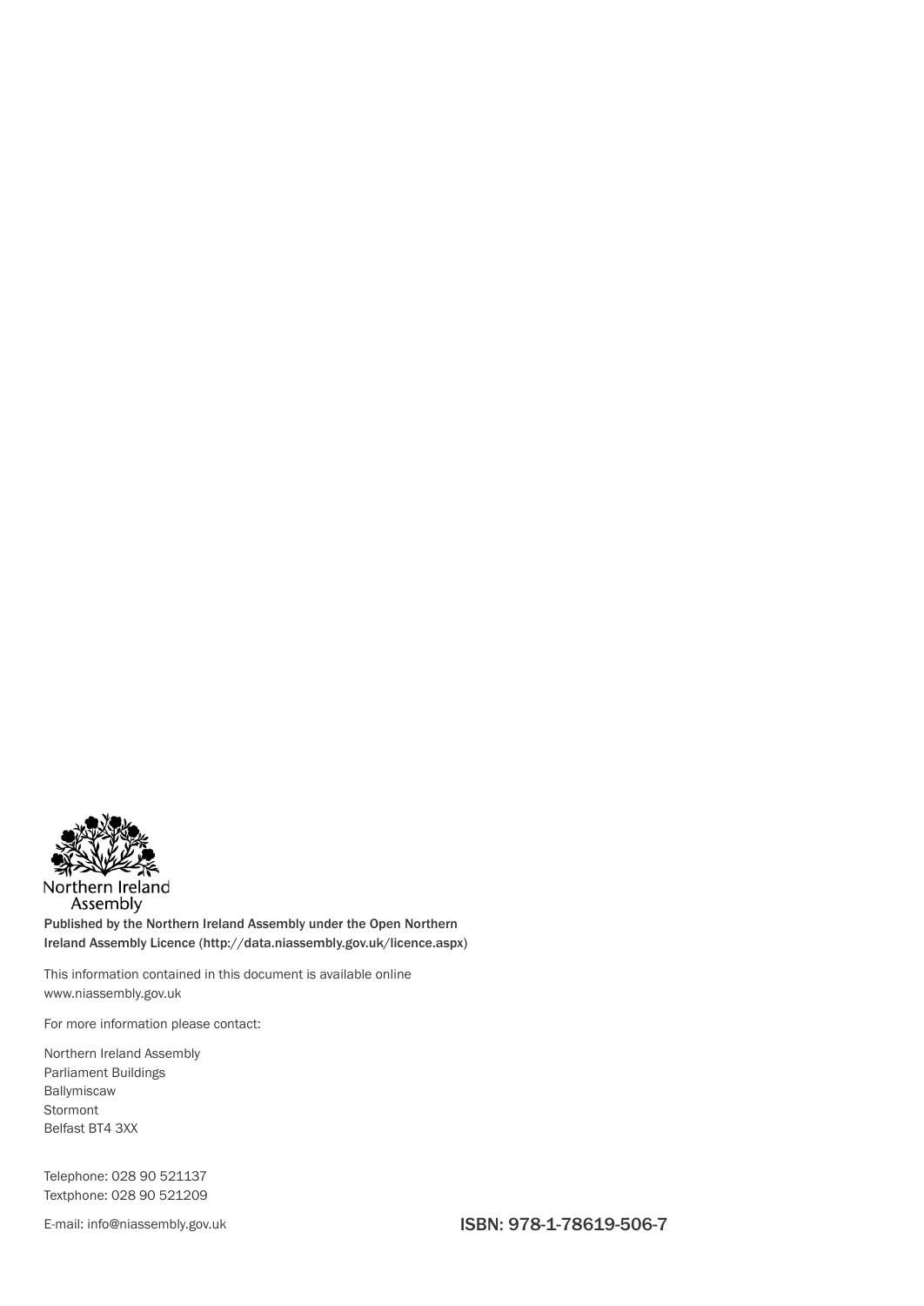Northern Ireland Assembly

Published by the Northern Ireland Assembly under the Open Northern Ireland Assembly Licence (http://data.niassembly.gov.uk/licence.aspx)

This information contained in this document is available online www.niassembly.gov.uk

For more information please contact:

Northern Ireland Assembly
Parliament Buildings
Ballymiscaw
Stormont
Belfast BT4 3XX

Telephone: 028 90 521137
Textphone: 028 90 521209

E-mail: info@niassembly.gov.uk

ISBN: 978-1-78619-506-7